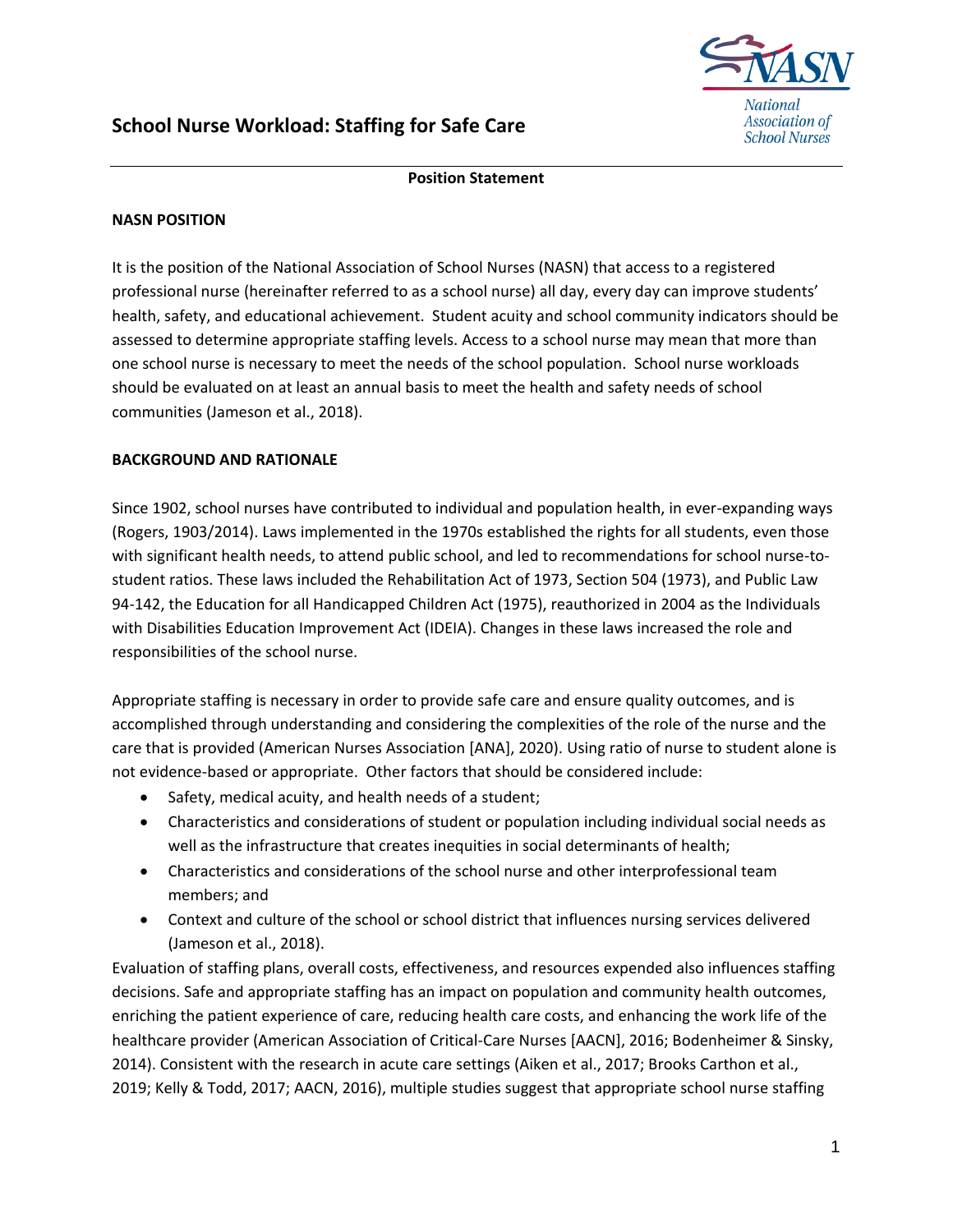# School Nurse Workload: Staffing for Safe Care

**Position Statement**

## NASN POSITION

It is the position of the National Association of School Nurses (NASN) that access to a registered professional nurse (hereinafter referred to as a school nurse) all day, every day can improve students' health, safety, and educational achievement. Student acuity and school community indicators should be assessed to determine appropriate staffing levels. Access to a school nurse may mean that more than one school nurse is necessary to meet the needs of the school population. School nurse workloads should be evaluated on at least an annual basis to meet the health and safety needs of school communities (Jameson et al., 2018).

## BACKGROUND AND RATIONALE

Since 1902, school nurses have contributed to individual and population health, in ever-expanding ways (Rogers, 1903/2014). Laws implemented in the 1970s established the rights for all students, even those with significant health needs, to attend public school, and led to recommendations for school nurse-to-student ratios. These laws included the Rehabilitation Act of 1973, Section 504 (1973), and Public Law 94-142, the Education for all Handicapped Children Act (1975), reauthorized in 2004 as the Individuals with Disabilities Education Improvement Act (IDEIA). Changes in these laws increased the role and responsibilities of the school nurse.

Appropriate staffing is necessary in order to provide safe care and ensure quality outcomes, and is accomplished through understanding and considering the complexities of the role of the nurse and the care that is provided (American Nurses Association [ANA], 2020). Using ratio of nurse to student alone is not evidence-based or appropriate. Other factors that should be considered include:

- Safety, medical acuity, and health needs of a student;
- Characteristics and considerations of student or population including individual social needs as well as the infrastructure that creates inequities in social determinants of health;
- Characteristics and considerations of the school nurse and other interprofessional team members; and
- Context and culture of the school or school district that influences nursing services delivered (Jameson et al., 2018).

Evaluation of staffing plans, overall costs, effectiveness, and resources expended also influences staffing decisions. Safe and appropriate staffing has an impact on population and community health outcomes, enriching the patient experience of care, reducing health care costs, and enhancing the work life of the healthcare provider (American Association of Critical-Care Nurses [AACN], 2016; Bodenheimer & Sinsky, 2014). Consistent with the research in acute care settings (Aiken et al., 2017; Brooks Carthon et al., 2019; Kelly & Todd, 2017; AACN, 2016), multiple studies suggest that appropriate school nurse staffing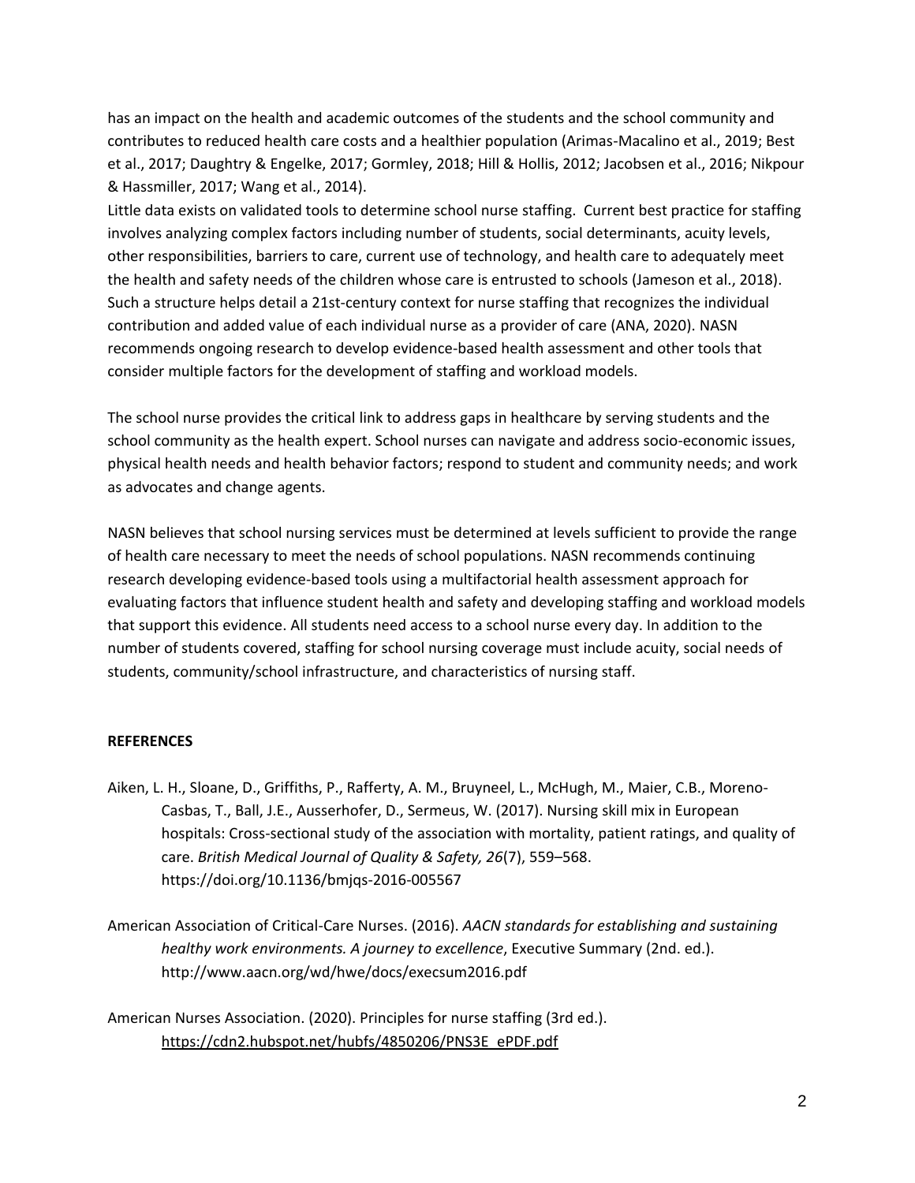has an impact on the health and academic outcomes of the students and the school community and contributes to reduced health care costs and a healthier population (Arimas-Macalino et al., 2019; Best et al., 2017; Daughtry & Engelke, 2017; Gormley, 2018; Hill & Hollis, 2012; Jacobsen et al., 2016; Nikpour & Hassmiller, 2017; Wang et al., 2014).

Little data exists on validated tools to determine school nurse staffing. Current best practice for staffing involves analyzing complex factors including number of students, social determinants, acuity levels, other responsibilities, barriers to care, current use of technology, and health care to adequately meet the health and safety needs of the children whose care is entrusted to schools (Jameson et al., 2018). Such a structure helps detail a 21st-century context for nurse staffing that recognizes the individual contribution and added value of each individual nurse as a provider of care (ANA, 2020). NASN recommends ongoing research to develop evidence-based health assessment and other tools that consider multiple factors for the development of staffing and workload models.

The school nurse provides the critical link to address gaps in healthcare by serving students and the school community as the health expert. School nurses can navigate and address socio-economic issues, physical health needs and health behavior factors; respond to student and community needs; and work as advocates and change agents.

NASN believes that school nursing services must be determined at levels sufficient to provide the range of health care necessary to meet the needs of school populations. NASN recommends continuing research developing evidence-based tools using a multifactorial health assessment approach for evaluating factors that influence student health and safety and developing staffing and workload models that support this evidence. All students need access to a school nurse every day. In addition to the number of students covered, staffing for school nursing coverage must include acuity, social needs of students, community/school infrastructure, and characteristics of nursing staff.

**REFERENCES**

Aiken, L. H., Sloane, D., Griffiths, P., Rafferty, A. M., Bruyneel, L., McHugh, M., Maier, C.B., Moreno-Casbas, T., Ball, J.E., Ausserhofer, D., Sermeus, W. (2017). Nursing skill mix in European hospitals: Cross-sectional study of the association with mortality, patient ratings, and quality of care. *British Medical Journal of Quality & Safety, 26*(7), 559–568. https://doi.org/10.1136/bmjqs-2016-005567

American Association of Critical-Care Nurses. (2016). *AACN standards for establishing and sustaining healthy work environments. A journey to excellence*, Executive Summary (2nd. ed.). http://www.aacn.org/wd/hwe/docs/execsum2016.pdf

American Nurses Association. (2020). Principles for nurse staffing (3rd ed.). https://cdn2.hubspot.net/hubfs/4850206/PNS3E_ePDF.pdf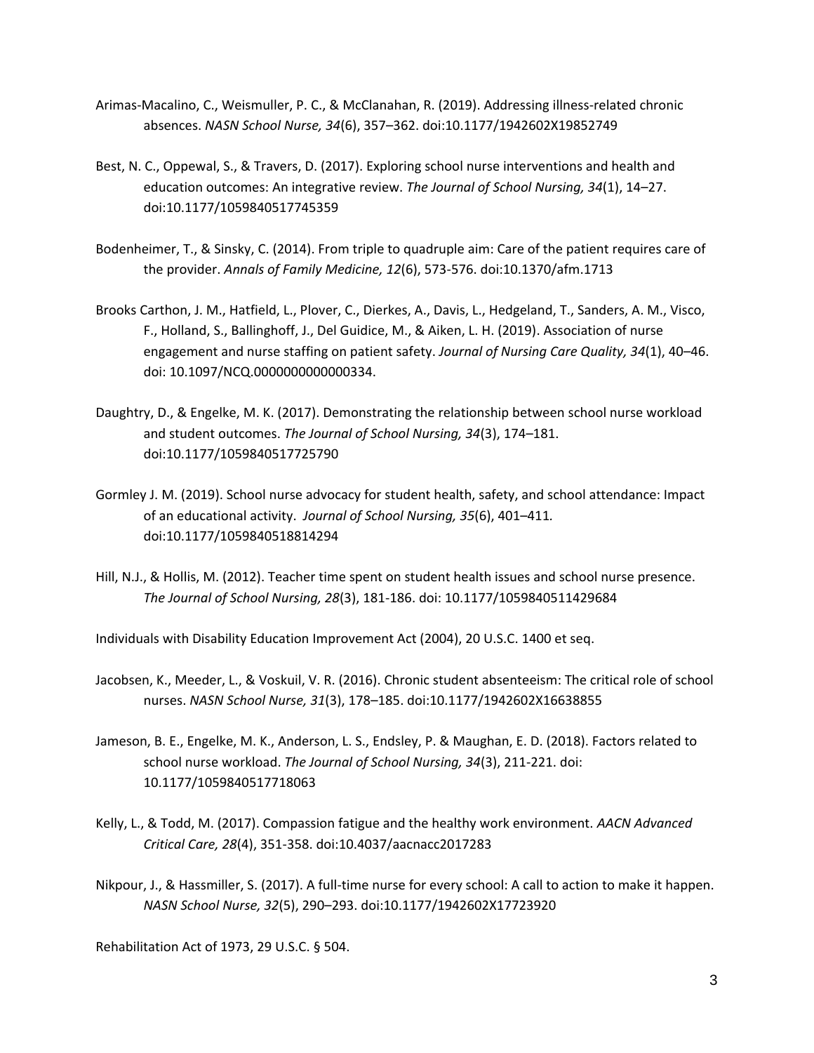Arimas-Macalino, C., Weismuller, P. C., & McClanahan, R. (2019). Addressing illness-related chronic absences. *NASN School Nurse, 34*(6), 357–362. doi:10.1177/1942602X19852749

Best, N. C., Oppewal, S., & Travers, D. (2017). Exploring school nurse interventions and health and education outcomes: An integrative review. *The Journal of School Nursing, 34*(1), 14–27. doi:10.1177/1059840517745359

Bodenheimer, T., & Sinsky, C. (2014). From triple to quadruple aim: Care of the patient requires care of the provider. *Annals of Family Medicine, 12*(6), 573-576. doi:10.1370/afm.1713

Brooks Carthon, J. M., Hatfield, L., Plover, C., Dierkes, A., Davis, L., Hedgeland, T., Sanders, A. M., Visco, F., Holland, S., Ballinghoff, J., Del Guidice, M., & Aiken, L. H. (2019). Association of nurse engagement and nurse staffing on patient safety. *Journal of Nursing Care Quality, 34*(1), 40–46. doi: 10.1097/NCQ.0000000000000334.

Daughtry, D., & Engelke, M. K. (2017). Demonstrating the relationship between school nurse workload and student outcomes. *The Journal of School Nursing, 34*(3), 174–181. doi:10.1177/1059840517725790

Gormley J. M. (2019). School nurse advocacy for student health, safety, and school attendance: Impact of an educational activity. *Journal of School Nursing, 35*(6), 401–411. doi:10.1177/1059840518814294

Hill, N.J., & Hollis, M. (2012). Teacher time spent on student health issues and school nurse presence. *The Journal of School Nursing, 28*(3), 181-186. doi: 10.1177/1059840511429684

Individuals with Disability Education Improvement Act (2004), 20 U.S.C. 1400 et seq.

Jacobsen, K., Meeder, L., & Voskuil, V. R. (2016). Chronic student absenteeism: The critical role of school nurses. *NASN School Nurse, 31*(3), 178–185. doi:10.1177/1942602X16638855

Jameson, B. E., Engelke, M. K., Anderson, L. S., Endsley, P. & Maughan, E. D. (2018). Factors related to school nurse workload. *The Journal of School Nursing, 34*(3), 211-221. doi: 10.1177/1059840517718063

Kelly, L., & Todd, M. (2017). Compassion fatigue and the healthy work environment. *AACN Advanced Critical Care, 28*(4), 351-358. doi:10.4037/aacnacc2017283

Nikpour, J., & Hassmiller, S. (2017). A full-time nurse for every school: A call to action to make it happen. *NASN School Nurse, 32*(5), 290–293. doi:10.1177/1942602X17723920

Rehabilitation Act of 1973, 29 U.S.C. § 504.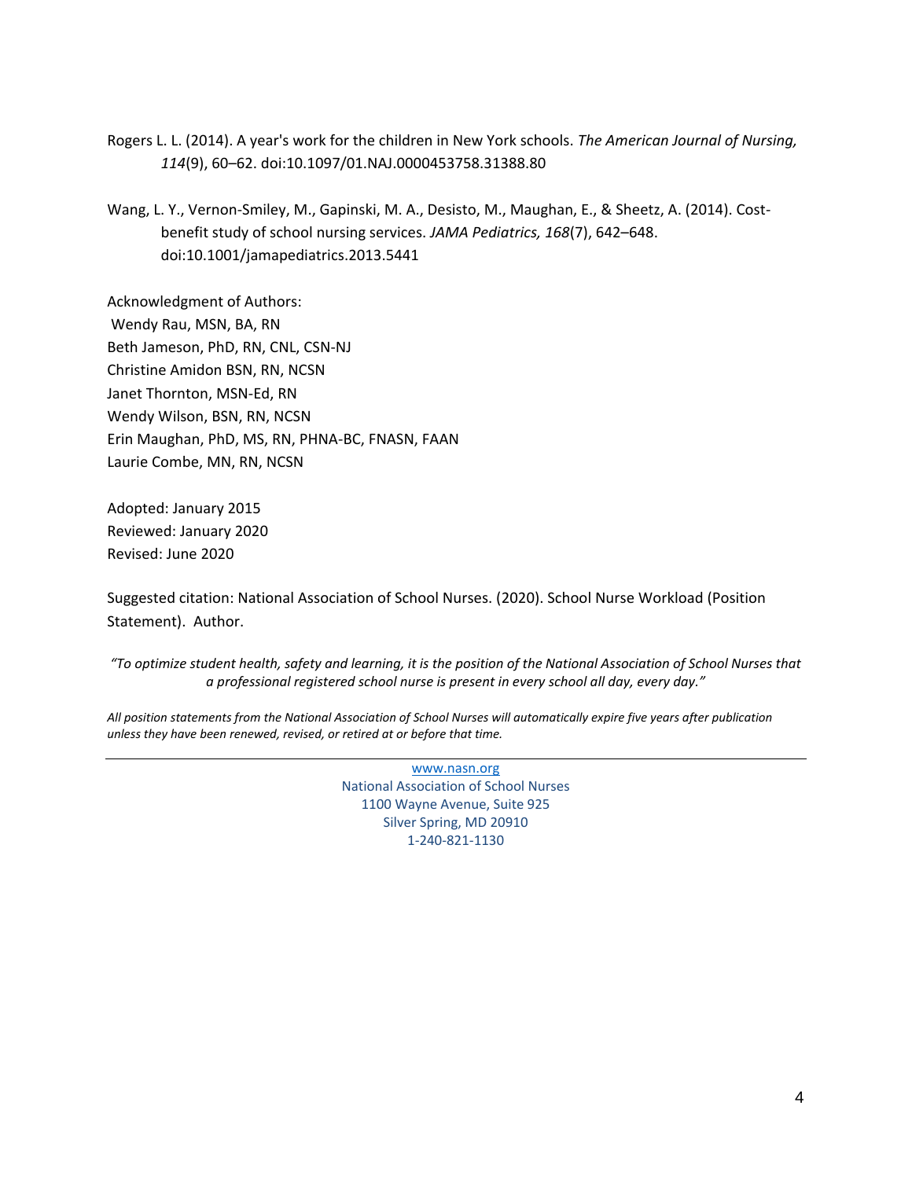Rogers L. L. (2014). A year's work for the children in New York schools. *The American Journal of Nursing, 114*(9), 60–62. doi:10.1097/01.NAJ.0000453758.31388.80

Wang, L. Y., Vernon-Smiley, M., Gapinski, M. A., Desisto, M., Maughan, E., & Sheetz, A. (2014). Cost-benefit study of school nursing services. *JAMA Pediatrics, 168*(7), 642–648. doi:10.1001/jamapediatrics.2013.5441

Acknowledgment of Authors:
Wendy Rau, MSN, BA, RN
Beth Jameson, PhD, RN, CNL, CSN-NJ
Christine Amidon BSN, RN, NCSN
Janet Thornton, MSN-Ed, RN
Wendy Wilson, BSN, RN, NCSN
Erin Maughan, PhD, MS, RN, PHNA-BC, FNASN, FAAN
Laurie Combe, MN, RN, NCSN

Adopted: January 2015
Reviewed: January 2020
Revised: June 2020

Suggested citation: National Association of School Nurses. (2020). School Nurse Workload (Position Statement). Author.

*"To optimize student health, safety and learning, it is the position of the National Association of School Nurses that a professional registered school nurse is present in every school all day, every day."*

*All position statements from the National Association of School Nurses will automatically expire five years after publication unless they have been renewed, revised, or retired at or before that time.*

---

www.nasn.org
National Association of School Nurses
1100 Wayne Avenue, Suite 925
Silver Spring, MD 20910
1-240-821-1130